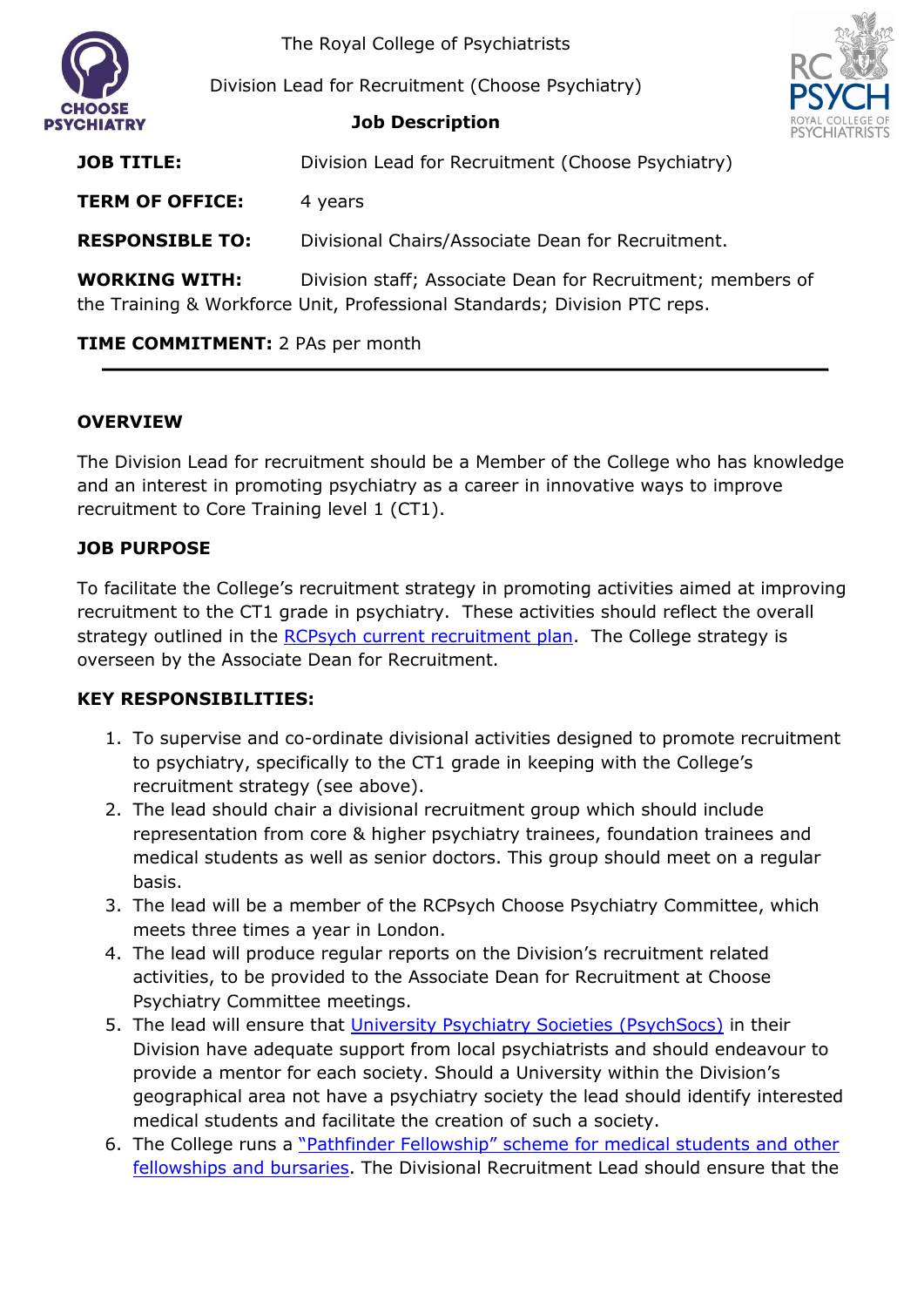The Royal College of Psychiatrists

Division Lead for Recruitment (Choose Psychiatry)

**Job Description**

**JOB TITLE:** Division Lead for Recruitment (Choose Psychiatry)

**TERM OF OFFICE:** 4 years

**RESPONSIBLE TO:** Divisional Chairs/Associate Dean for Recruitment.

**WORKING WITH:** Division staff; Associate Dean for Recruitment; members of the Training & Workforce Unit, Professional Standards; Division PTC reps.

**TIME COMMITMENT:** 2 PAs per month

---

## OVERVIEW

The Division Lead for recruitment should be a Member of the College who has knowledge and an interest in promoting psychiatry as a career in innovative ways to improve recruitment to Core Training level 1 (CT1).

## JOB PURPOSE

To facilitate the College's recruitment strategy in promoting activities aimed at improving recruitment to the CT1 grade in psychiatry. These activities should reflect the overall strategy outlined in the RCPsych current recruitment plan. The College strategy is overseen by the Associate Dean for Recruitment.

## KEY RESPONSIBILITIES:

1. To supervise and co-ordinate divisional activities designed to promote recruitment to psychiatry, specifically to the CT1 grade in keeping with the College's recruitment strategy (see above).
2. The lead should chair a divisional recruitment group which should include representation from core & higher psychiatry trainees, foundation trainees and medical students as well as senior doctors. This group should meet on a regular basis.
3. The lead will be a member of the RCPsych Choose Psychiatry Committee, which meets three times a year in London.
4. The lead will produce regular reports on the Division's recruitment related activities, to be provided to the Associate Dean for Recruitment at Choose Psychiatry Committee meetings.
5. The lead will ensure that University Psychiatry Societies (PsychSocs) in their Division have adequate support from local psychiatrists and should endeavour to provide a mentor for each society. Should a University within the Division's geographical area not have a psychiatry society the lead should identify interested medical students and facilitate the creation of such a society.
6. The College runs a "Pathfinder Fellowship" scheme for medical students and other fellowships and bursaries. The Divisional Recruitment Lead should ensure that the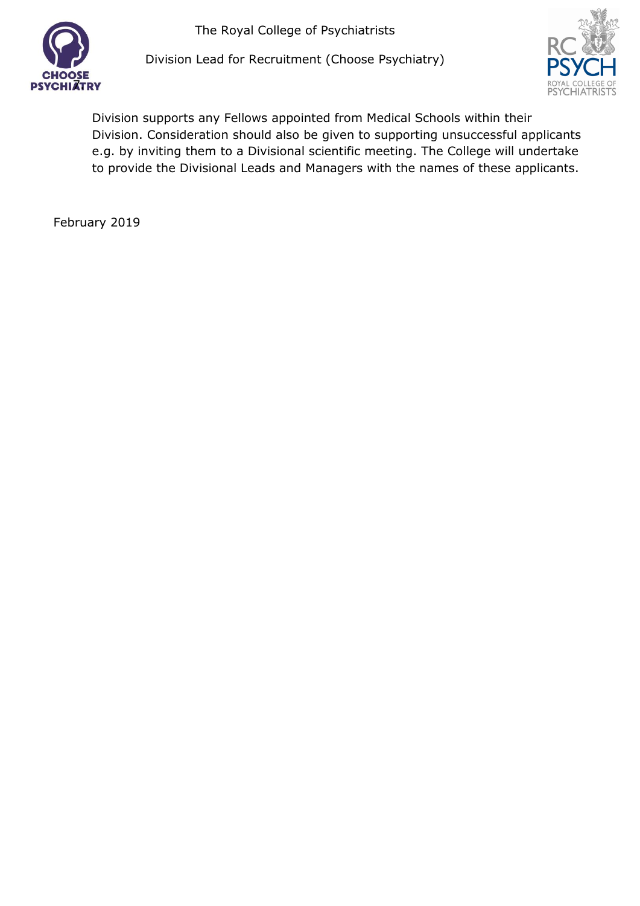Division supports any Fellows appointed from Medical Schools within their Division. Consideration should also be given to supporting unsuccessful applicants e.g. by inviting them to a Divisional scientific meeting. The College will undertake to provide the Divisional Leads and Managers with the names of these applicants.

February 2019